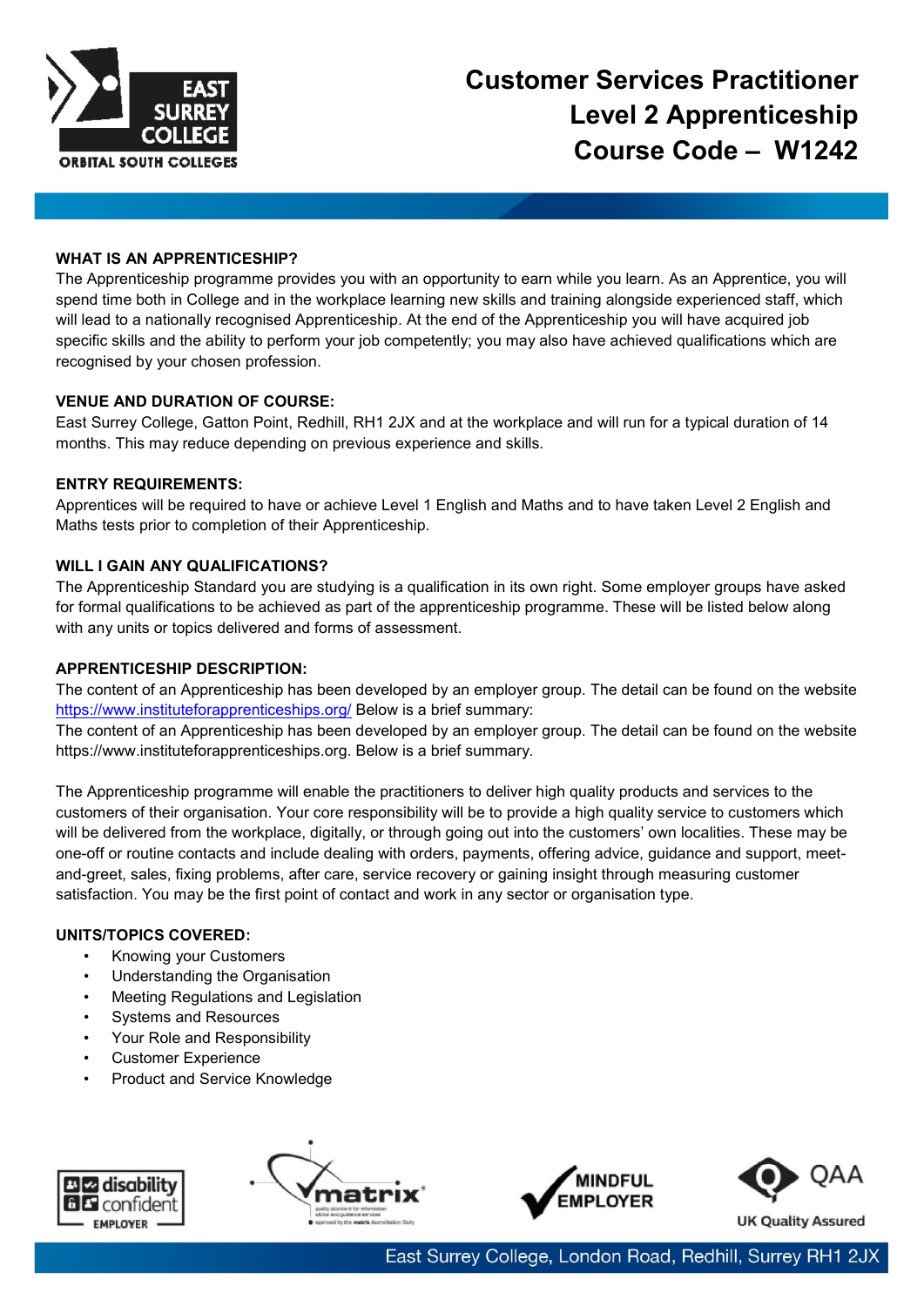# Customer Services Practitioner Level 2 Apprenticeship Course Code – W1242

### WHAT IS AN APPRENTICESHIP?

The Apprenticeship programme provides you with an opportunity to earn while you learn. As an Apprentice, you will spend time both in College and in the workplace learning new skills and training alongside experienced staff, which will lead to a nationally recognised Apprenticeship. At the end of the Apprenticeship you will have acquired job specific skills and the ability to perform your job competently; you may also have achieved qualifications which are recognised by your chosen profession.

### VENUE AND DURATION OF COURSE:

East Surrey College, Gatton Point, Redhill, RH1 2JX and at the workplace and will run for a typical duration of 14 months. This may reduce depending on previous experience and skills.

### ENTRY REQUIREMENTS:

Apprentices will be required to have or achieve Level 1 English and Maths and to have taken Level 2 English and Maths tests prior to completion of their Apprenticeship.

### WILL I GAIN ANY QUALIFICATIONS?

The Apprenticeship Standard you are studying is a qualification in its own right. Some employer groups have asked for formal qualifications to be achieved as part of the apprenticeship programme. These will be listed below along with any units or topics delivered and forms of assessment.

### APPRENTICESHIP DESCRIPTION:

The content of an Apprenticeship has been developed by an employer group. The detail can be found on the website https://www.instituteforapprenticeships.org/ Below is a brief summary:
The content of an Apprenticeship has been developed by an employer group. The detail can be found on the website https://www.instituteforapprenticeships.org. Below is a brief summary.

The Apprenticeship programme will enable the practitioners to deliver high quality products and services to the customers of their organisation. Your core responsibility will be to provide a high quality service to customers which will be delivered from the workplace, digitally, or through going out into the customers' own localities. These may be one-off or routine contacts and include dealing with orders, payments, offering advice, guidance and support, meet-and-greet, sales, fixing problems, after care, service recovery or gaining insight through measuring customer satisfaction. You may be the first point of contact and work in any sector or organisation type.

### UNITS/TOPICS COVERED:

- Knowing your Customers
- Understanding the Organisation
- Meeting Regulations and Legislation
- Systems and Resources
- Your Role and Responsibility
- Customer Experience
- Product and Service Knowledge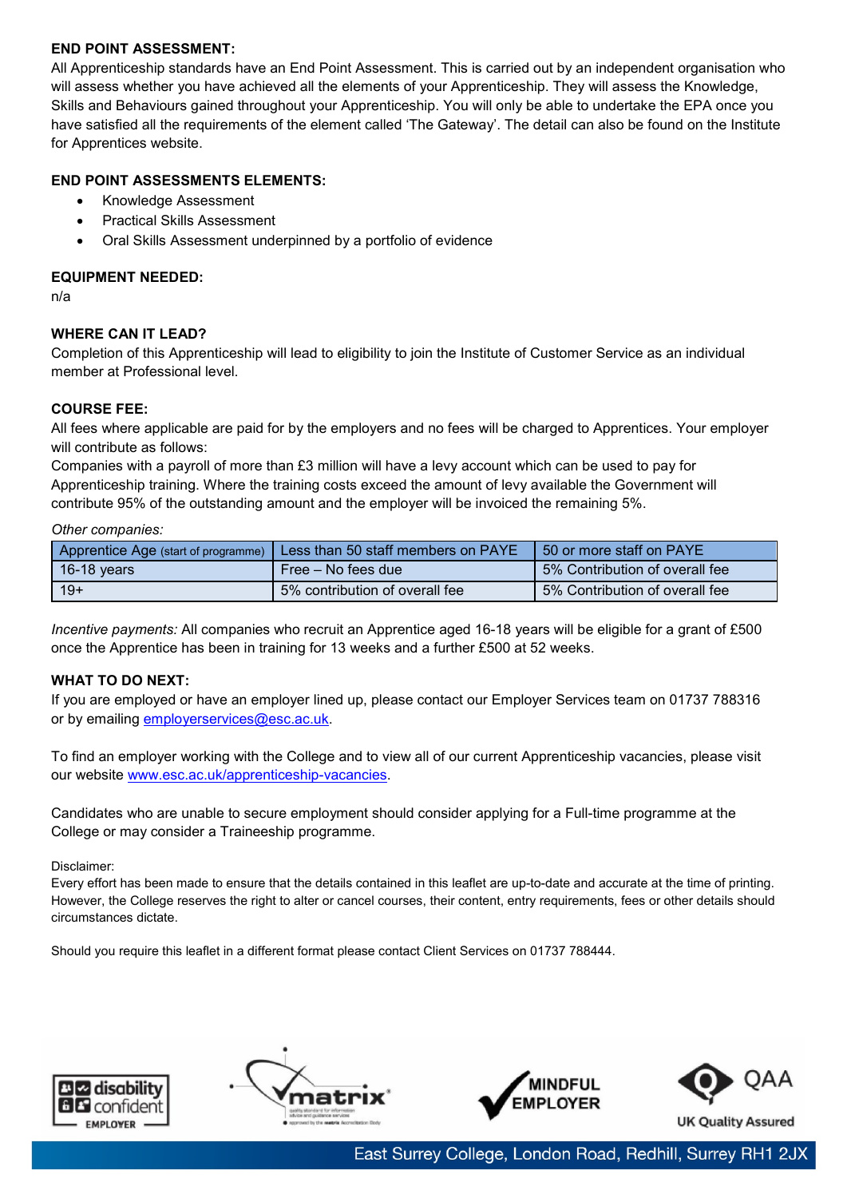**END POINT ASSESSMENT:**
All Apprenticeship standards have an End Point Assessment. This is carried out by an independent organisation who will assess whether you have achieved all the elements of your Apprenticeship. They will assess the Knowledge, Skills and Behaviours gained throughout your Apprenticeship. You will only be able to undertake the EPA once you have satisfied all the requirements of the element called 'The Gateway'. The detail can also be found on the Institute for Apprentices website.

**END POINT ASSESSMENTS ELEMENTS:**

- Knowledge Assessment
- Practical Skills Assessment
- Oral Skills Assessment underpinned by a portfolio of evidence

**EQUIPMENT NEEDED:**
n/a

**WHERE CAN IT LEAD?**
Completion of this Apprenticeship will lead to eligibility to join the Institute of Customer Service as an individual member at Professional level.

**COURSE FEE:**
All fees where applicable are paid for by the employers and no fees will be charged to Apprentices. Your employer will contribute as follows:
Companies with a payroll of more than £3 million will have a levy account which can be used to pay for Apprenticeship training. Where the training costs exceed the amount of levy available the Government will contribute 95% of the outstanding amount and the employer will be invoiced the remaining 5%.

*Other companies:*

| Apprentice Age (start of programme) | Less than 50 staff members on PAYE | 50 or more staff on PAYE |
|---|---|---|
| 16-18 years | Free – No fees due | 5% Contribution of overall fee |
| 19+ | 5% contribution of overall fee | 5% Contribution of overall fee |

*Incentive payments:* All companies who recruit an Apprentice aged 16-18 years will be eligible for a grant of £500 once the Apprentice has been in training for 13 weeks and a further £500 at 52 weeks.

**WHAT TO DO NEXT:**
If you are employed or have an employer lined up, please contact our Employer Services team on 01737 788316 or by emailing employerservices@esc.ac.uk.

To find an employer working with the College and to view all of our current Apprenticeship vacancies, please visit our website www.esc.ac.uk/apprenticeship-vacancies.

Candidates who are unable to secure employment should consider applying for a Full-time programme at the College or may consider a Traineeship programme.

Disclaimer:
Every effort has been made to ensure that the details contained in this leaflet are up-to-date and accurate at the time of printing. However, the College reserves the right to alter or cancel courses, their content, entry requirements, fees or other details should circumstances dictate.

Should you require this leaflet in a different format please contact Client Services on 01737 788444.

East Surrey College, London Road, Redhill, Surrey RH1 2JX